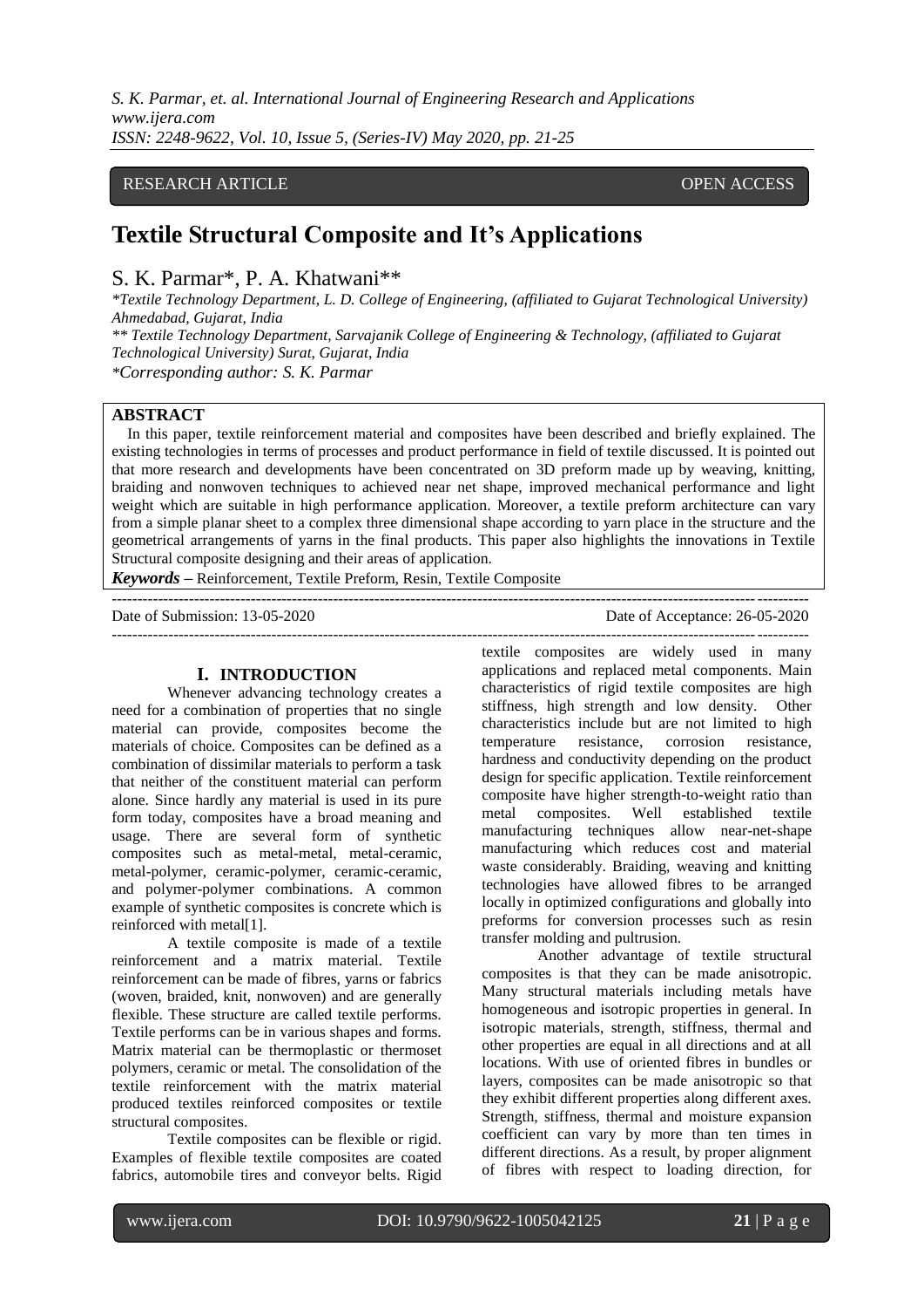RESEARCH ARTICLE OPEN ACCESS

# Textile Structural Composite and It's Applications

S. K. Parmar*, P. A. Khatwani**

*Textile Technology Department, L. D. College of Engineering, (affiliated to Gujarat Technological University) Ahmedabad, Gujarat, India*

*** Textile Technology Department, Sarvajanik College of Engineering & Technology, (affiliated to Gujarat Technological University) Surat, Gujarat, India*

**Corresponding author: S. K. Parmar*

## ABSTRACT

In this paper, textile reinforcement material and composites have been described and briefly explained. The existing technologies in terms of processes and product performance in field of textile discussed. It is pointed out that more research and developments have been concentrated on 3D preform made up by weaving, knitting, braiding and nonwoven techniques to achieved near net shape, improved mechanical performance and light weight which are suitable in high performance application. Moreover, a textile preform architecture can vary from a simple planar sheet to a complex three dimensional shape according to yarn place in the structure and the geometrical arrangements of yarns in the final products. This paper also highlights the innovations in Textile Structural composite designing and their areas of application.

***Keywords*** – Reinforcement, Textile Preform, Resin, Textile Composite

---

Date of Submission: 13-05-2020 Date of Acceptance: 26-05-2020

---

## I. INTRODUCTION

Whenever advancing technology creates a need for a combination of properties that no single material can provide, composites become the materials of choice. Composites can be defined as a combination of dissimilar materials to perform a task that neither of the constituent material can perform alone. Since hardly any material is used in its pure form today, composites have a broad meaning and usage. There are several form of synthetic composites such as metal-metal, metal-ceramic, metal-polymer, ceramic-polymer, ceramic-ceramic, and polymer-polymer combinations. A common example of synthetic composites is concrete which is reinforced with metal[1].

A textile composite is made of a textile reinforcement and a matrix material. Textile reinforcement can be made of fibres, yarns or fabrics (woven, braided, knit, nonwoven) and are generally flexible. These structure are called textile performs. Textile performs can be in various shapes and forms. Matrix material can be thermoplastic or thermoset polymers, ceramic or metal. The consolidation of the textile reinforcement with the matrix material produced textiles reinforced composites or textile structural composites.

Textile composites can be flexible or rigid. Examples of flexible textile composites are coated fabrics, automobile tires and conveyor belts. Rigid textile composites are widely used in many applications and replaced metal components. Main characteristics of rigid textile composites are high stiffness, high strength and low density. Other characteristics include but are not limited to high temperature resistance, corrosion resistance, hardness and conductivity depending on the product design for specific application. Textile reinforcement composite have higher strength-to-weight ratio than metal composites. Well established textile manufacturing techniques allow near-net-shape manufacturing which reduces cost and material waste considerably. Braiding, weaving and knitting technologies have allowed fibres to be arranged locally in optimized configurations and globally into preforms for conversion processes such as resin transfer molding and pultrusion.

Another advantage of textile structural composites is that they can be made anisotropic. Many structural materials including metals have homogeneous and isotropic properties in general. In isotropic materials, strength, stiffness, thermal and other properties are equal in all directions and at all locations. With use of oriented fibres in bundles or layers, composites can be made anisotropic so that they exhibit different properties along different axes. Strength, stiffness, thermal and moisture expansion coefficient can vary by more than ten times in different directions. As a result, by proper alignment of fibres with respect to loading direction, for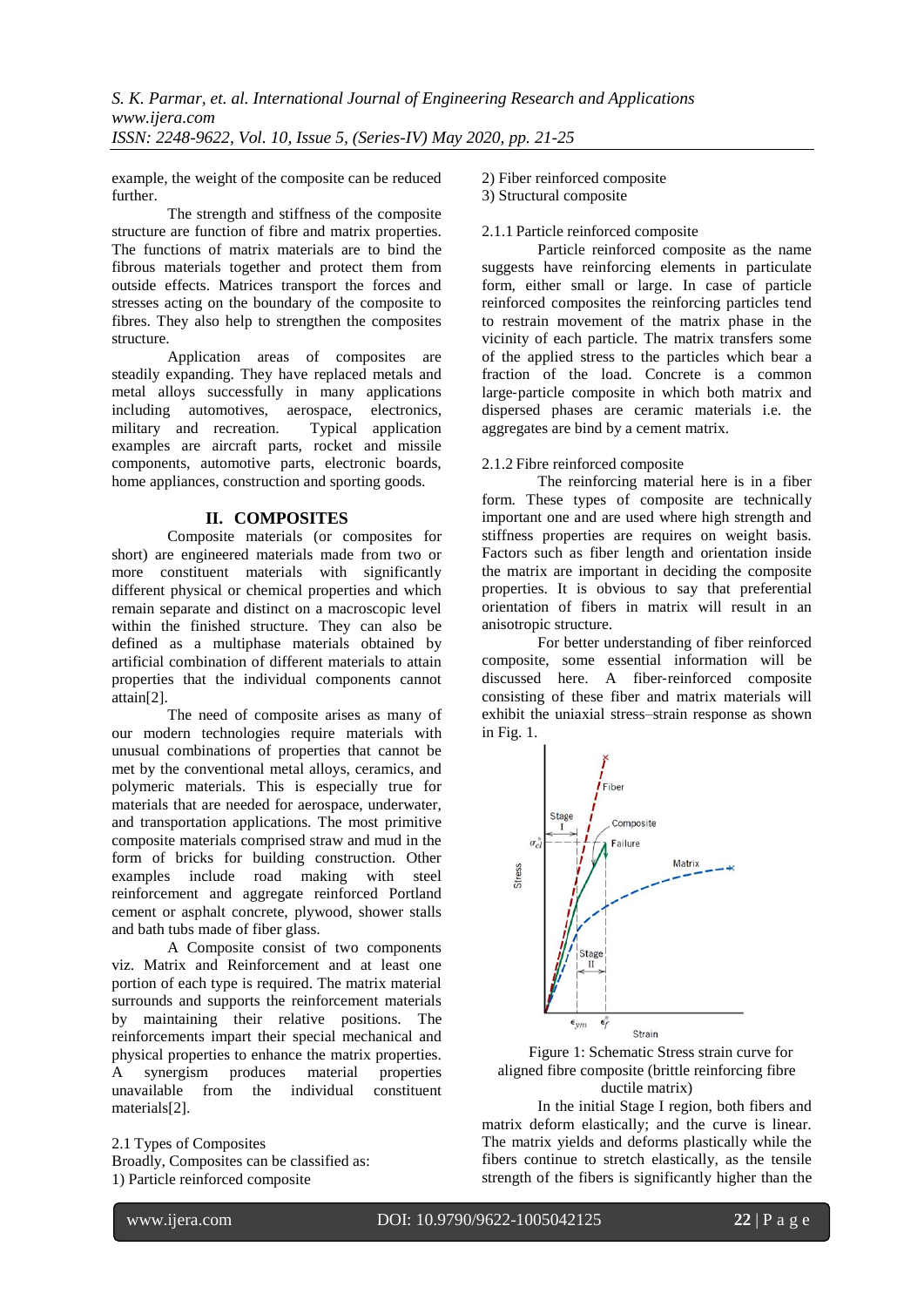example, the weight of the composite can be reduced further.

The strength and stiffness of the composite structure are function of fibre and matrix properties. The functions of matrix materials are to bind the fibrous materials together and protect them from outside effects. Matrices transport the forces and stresses acting on the boundary of the composite to fibres. They also help to strengthen the composites structure.

Application areas of composites are steadily expanding. They have replaced metals and metal alloys successfully in many applications including automotives, aerospace, electronics, military and recreation. Typical application examples are aircraft parts, rocket and missile components, automotive parts, electronic boards, home appliances, construction and sporting goods.

## II. COMPOSITES

Composite materials (or composites for short) are engineered materials made from two or more constituent materials with significantly different physical or chemical properties and which remain separate and distinct on a macroscopic level within the finished structure. They can also be defined as a multiphase materials obtained by artificial combination of different materials to attain properties that the individual components cannot attain[2].

The need of composite arises as many of our modern technologies require materials with unusual combinations of properties that cannot be met by the conventional metal alloys, ceramics, and polymeric materials. This is especially true for materials that are needed for aerospace, underwater, and transportation applications. The most primitive composite materials comprised straw and mud in the form of bricks for building construction. Other examples include road making with steel reinforcement and aggregate reinforced Portland cement or asphalt concrete, plywood, shower stalls and bath tubs made of fiber glass.

A Composite consist of two components viz. Matrix and Reinforcement and at least one portion of each type is required. The matrix material surrounds and supports the reinforcement materials by maintaining their relative positions. The reinforcements impart their special mechanical and physical properties to enhance the matrix properties. A synergism produces material properties unavailable from the individual constituent materials[2].

### 2.1 Types of Composites

Broadly, Composites can be classified as:

1) Particle reinforced composite
2) Fiber reinforced composite
3) Structural composite

#### 2.1.1 Particle reinforced composite

Particle reinforced composite as the name suggests have reinforcing elements in particulate form, either small or large. In case of particle reinforced composites the reinforcing particles tend to restrain movement of the matrix phase in the vicinity of each particle. The matrix transfers some of the applied stress to the particles which bear a fraction of the load. Concrete is a common large-particle composite in which both matrix and dispersed phases are ceramic materials i.e. the aggregates are bind by a cement matrix.

#### 2.1.2 Fibre reinforced composite

The reinforcing material here is in a fiber form. These types of composite are technically important one and are used where high strength and stiffness properties are requires on weight basis. Factors such as fiber length and orientation inside the matrix are important in deciding the composite properties. It is obvious to say that preferential orientation of fibers in matrix will result in an anisotropic structure.

For better understanding of fiber reinforced composite, some essential information will be discussed here. A fiber-reinforced composite consisting of these fiber and matrix materials will exhibit the uniaxial stress–strain response as shown in Fig. 1.

Figure 1: Schematic Stress strain curve for aligned fibre composite (brittle reinforcing fibre ductile matrix)

In the initial Stage I region, both fibers and matrix deform elastically; and the curve is linear. The matrix yields and deforms plastically while the fibers continue to stretch elastically, as the tensile strength of the fibers is significantly higher than the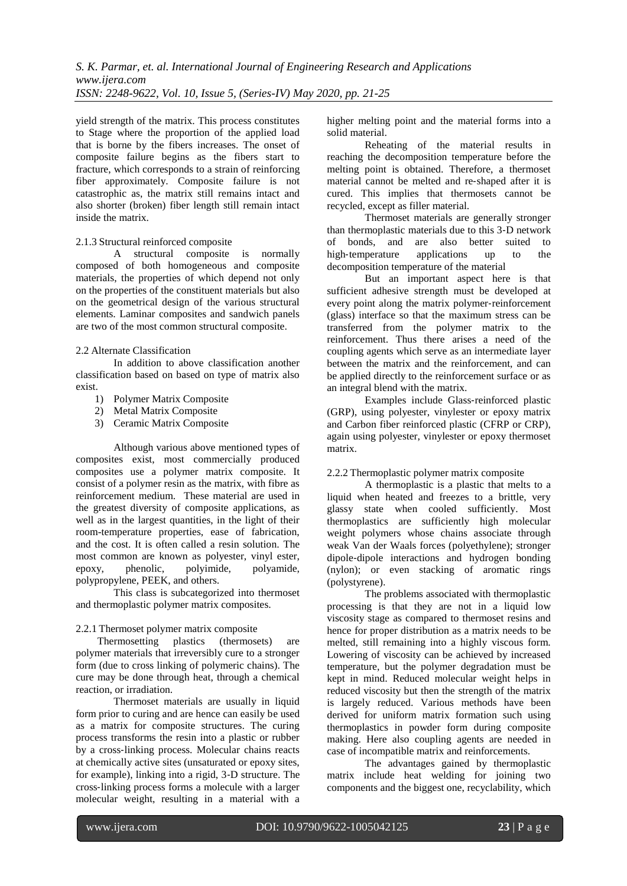yield strength of the matrix. This process constitutes to Stage where the proportion of the applied load that is borne by the fibers increases. The onset of composite failure begins as the fibers start to fracture, which corresponds to a strain of reinforcing fiber approximately. Composite failure is not catastrophic as, the matrix still remains intact and also shorter (broken) fiber length still remain intact inside the matrix.

### 2.1.3 Structural reinforced composite

A structural composite is normally composed of both homogeneous and composite materials, the properties of which depend not only on the properties of the constituent materials but also on the geometrical design of the various structural elements. Laminar composites and sandwich panels are two of the most common structural composite.

## 2.2 Alternate Classification

In addition to above classification another classification based on based on type of matrix also exist.

1) Polymer Matrix Composite
2) Metal Matrix Composite
3) Ceramic Matrix Composite

Although various above mentioned types of composites exist, most commercially produced composites use a polymer matrix composite. It consist of a polymer resin as the matrix, with fibre as reinforcement medium. These material are used in the greatest diversity of composite applications, as well as in the largest quantities, in the light of their room-temperature properties, ease of fabrication, and the cost. It is often called a resin solution. The most common are known as polyester, vinyl ester, epoxy, phenolic, polyimide, polyamide, polypropylene, PEEK, and others.

This class is subcategorized into thermoset and thermoplastic polymer matrix composites.

### 2.2.1 Thermoset polymer matrix composite

Thermosetting plastics (thermosets) are polymer materials that irreversibly cure to a stronger form (due to cross linking of polymeric chains). The cure may be done through heat, through a chemical reaction, or irradiation.

Thermoset materials are usually in liquid form prior to curing and are hence can easily be used as a matrix for composite structures. The curing process transforms the resin into a plastic or rubber by a cross-linking process. Molecular chains reacts at chemically active sites (unsaturated or epoxy sites, for example), linking into a rigid, 3-D structure. The cross-linking process forms a molecule with a larger molecular weight, resulting in a material with a higher melting point and the material forms into a solid material.

Reheating of the material results in reaching the decomposition temperature before the melting point is obtained. Therefore, a thermoset material cannot be melted and re-shaped after it is cured. This implies that thermosets cannot be recycled, except as filler material.

Thermoset materials are generally stronger than thermoplastic materials due to this 3-D network of bonds, and are also better suited to high-temperature applications up to the decomposition temperature of the material

But an important aspect here is that sufficient adhesive strength must be developed at every point along the matrix polymer-reinforcement (glass) interface so that the maximum stress can be transferred from the polymer matrix to the reinforcement. Thus there arises a need of the coupling agents which serve as an intermediate layer between the matrix and the reinforcement, and can be applied directly to the reinforcement surface or as an integral blend with the matrix.

Examples include Glass-reinforced plastic (GRP), using polyester, vinylester or epoxy matrix and Carbon fiber reinforced plastic (CFRP or CRP), again using polyester, vinylester or epoxy thermoset matrix.

### 2.2.2 Thermoplastic polymer matrix composite

A thermoplastic is a plastic that melts to a liquid when heated and freezes to a brittle, very glassy state when cooled sufficiently. Most thermoplastics are sufficiently high molecular weight polymers whose chains associate through weak Van der Waals forces (polyethylene); stronger dipole-dipole interactions and hydrogen bonding (nylon); or even stacking of aromatic rings (polystyrene).

The problems associated with thermoplastic processing is that they are not in a liquid low viscosity stage as compared to thermoset resins and hence for proper distribution as a matrix needs to be melted, still remaining into a highly viscous form. Lowering of viscosity can be achieved by increased temperature, but the polymer degradation must be kept in mind. Reduced molecular weight helps in reduced viscosity but then the strength of the matrix is largely reduced. Various methods have been derived for uniform matrix formation such using thermoplastics in powder form during composite making. Here also coupling agents are needed in case of incompatible matrix and reinforcements.

The advantages gained by thermoplastic matrix include heat welding for joining two components and the biggest one, recyclability, which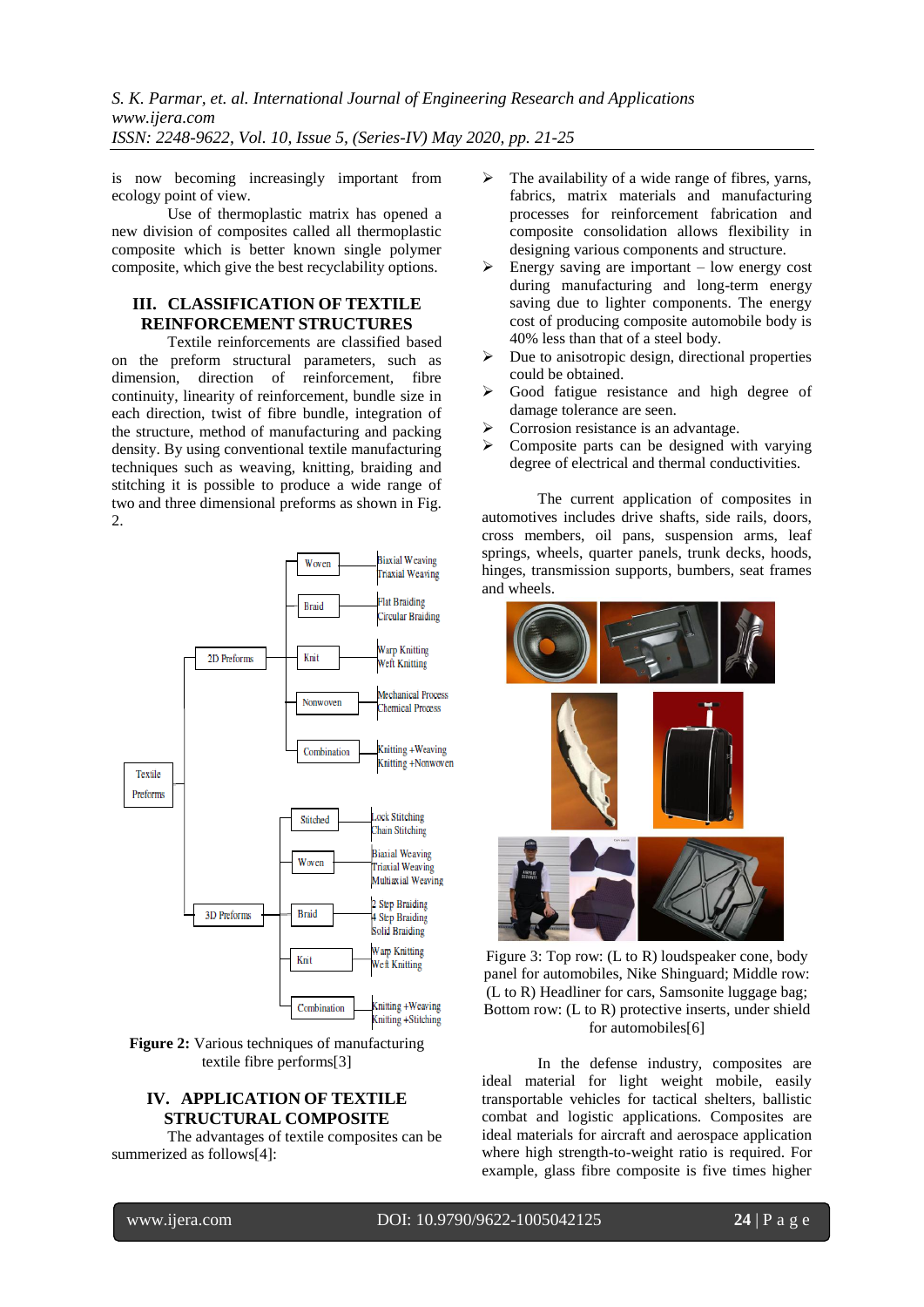is now becoming increasingly important from ecology point of view.

Use of thermoplastic matrix has opened a new division of composites called all thermoplastic composite which is better known single polymer composite, which give the best recyclability options.

## III. CLASSIFICATION OF TEXTILE REINFORCEMENT STRUCTURES

Textile reinforcements are classified based on the preform structural parameters, such as dimension, direction of reinforcement, fibre continuity, linearity of reinforcement, bundle size in each direction, twist of fibre bundle, integration of the structure, method of manufacturing and packing density. By using conventional textile manufacturing techniques such as weaving, knitting, braiding and stitching it is possible to produce a wide range of two and three dimensional preforms as shown in Fig. 2.

**Figure 2:** Various techniques of manufacturing textile fibre performs[3]

## IV. APPLICATION OF TEXTILE STRUCTURAL COMPOSITE

The advantages of textile composites can be summerized as follows[4]:

- The availability of a wide range of fibres, yarns, fabrics, matrix materials and manufacturing processes for reinforcement fabrication and composite consolidation allows flexibility in designing various components and structure.
- Energy saving are important – low energy cost during manufacturing and long-term energy saving due to lighter components. The energy cost of producing composite automobile body is 40% less than that of a steel body.
- Due to anisotropic design, directional properties could be obtained.
- Good fatigue resistance and high degree of damage tolerance are seen.
- Corrosion resistance is an advantage.
- Composite parts can be designed with varying degree of electrical and thermal conductivities.

The current application of composites in automotives includes drive shafts, side rails, doors, cross members, oil pans, suspension arms, leaf springs, wheels, quarter panels, trunk decks, hoods, hinges, transmission supports, bumbers, seat frames and wheels.

Figure 3: Top row: (L to R) loudspeaker cone, body panel for automobiles, Nike Shinguard; Middle row: (L to R) Headliner for cars, Samsonite luggage bag; Bottom row: (L to R) protective inserts, under shield for automobiles[6]

In the defense industry, composites are ideal material for light weight mobile, easily transportable vehicles for tactical shelters, ballistic combat and logistic applications. Composites are ideal materials for aircraft and aerospace application where high strength-to-weight ratio is required. For example, glass fibre composite is five times higher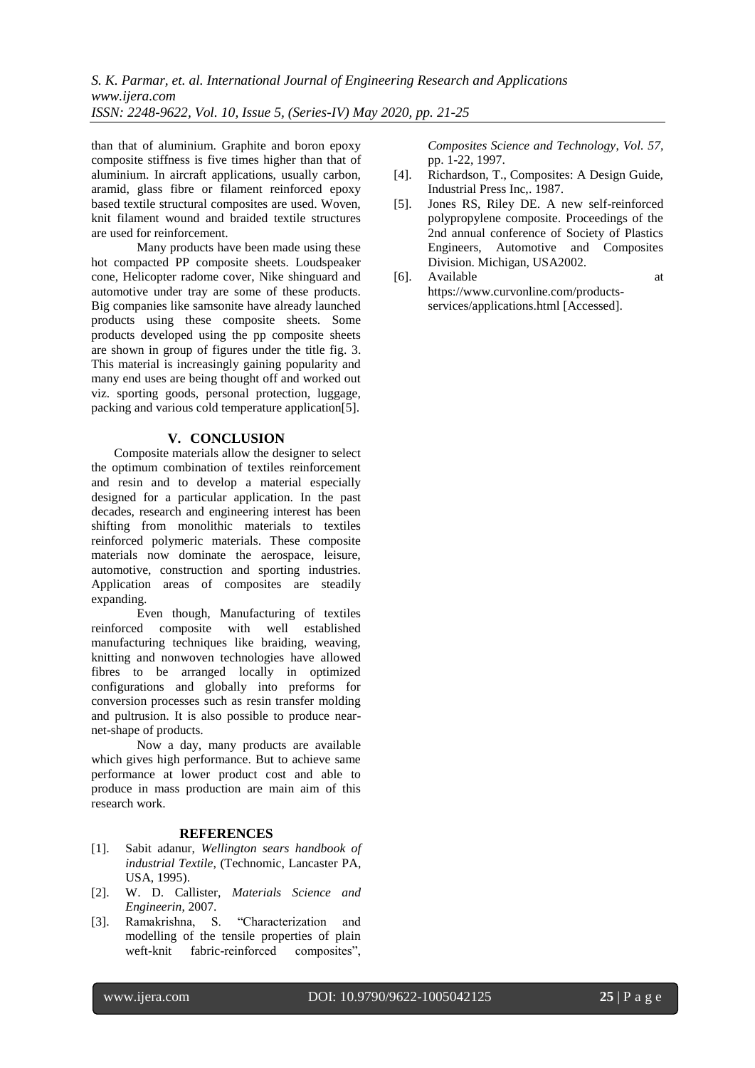than that of aluminium. Graphite and boron epoxy composite stiffness is five times higher than that of aluminium. In aircraft applications, usually carbon, aramid, glass fibre or filament reinforced epoxy based textile structural composites are used. Woven, knit filament wound and braided textile structures are used for reinforcement.

Many products have been made using these hot compacted PP composite sheets. Loudspeaker cone, Helicopter radome cover, Nike shinguard and automotive under tray are some of these products. Big companies like samsonite have already launched products using these composite sheets. Some products developed using the pp composite sheets are shown in group of figures under the title fig. 3. This material is increasingly gaining popularity and many end uses are being thought off and worked out viz. sporting goods, personal protection, luggage, packing and various cold temperature application[5].

## V. CONCLUSION

Composite materials allow the designer to select the optimum combination of textiles reinforcement and resin and to develop a material especially designed for a particular application. In the past decades, research and engineering interest has been shifting from monolithic materials to textiles reinforced polymeric materials. These composite materials now dominate the aerospace, leisure, automotive, construction and sporting industries. Application areas of composites are steadily expanding.

Even though, Manufacturing of textiles reinforced composite with well established manufacturing techniques like braiding, weaving, knitting and nonwoven technologies have allowed fibres to be arranged locally in optimized configurations and globally into preforms for conversion processes such as resin transfer molding and pultrusion. It is also possible to produce near-net-shape of products.

Now a day, many products are available which gives high performance. But to achieve same performance at lower product cost and able to produce in mass production are main aim of this research work.

## REFERENCES

[1]. Sabit adanur, *Wellington sears handbook of industrial Textile*, (Technomic, Lancaster PA, USA, 1995).

[2]. W. D. Callister, *Materials Science and Engineerin*, 2007.

[3]. Ramakrishna, S. "Characterization and modelling of the tensile properties of plain weft-knit fabric-reinforced composites", *Composites Science and Technology, Vol. 57*, pp. 1-22, 1997.

[4]. Richardson, T., Composites: A Design Guide, Industrial Press Inc,. 1987.

[5]. Jones RS, Riley DE. A new self-reinforced polypropylene composite. Proceedings of the 2nd annual conference of Society of Plastics Engineers, Automotive and Composites Division. Michigan, USA2002.

[6]. Available at https://www.curvonline.com/products-services/applications.html [Accessed].